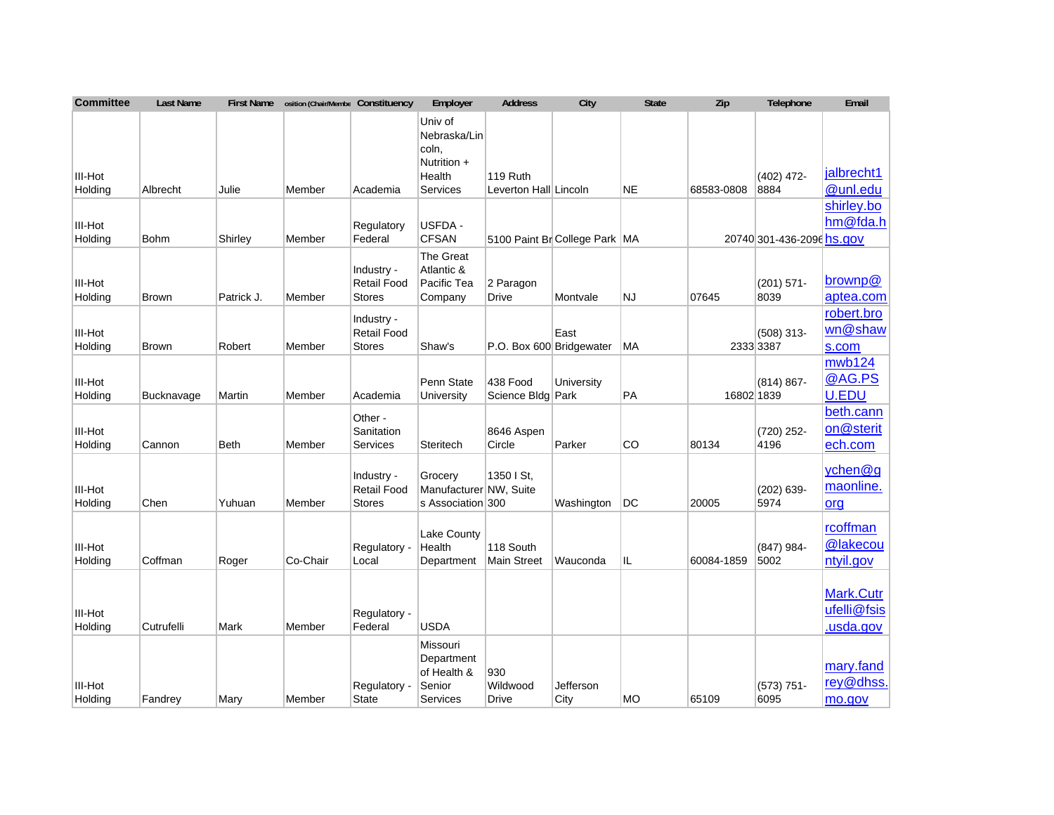| Committee | Last Name | First Name | osition (Chair/Membe | Constituency | Employer | Address | City | State | Zip | Telephone | Email |
|---|---|---|---|---|---|---|---|---|---|---|---|
| III-Hot Holding | Albrecht | Julie | Member | Academia | Univ of Nebraska/Lincoln, Nutrition + Health Services | 119 Ruth Leverton Hall | Lincoln | NE | 68583-0808 | (402) 472-8884 | jalbrecht1@unl.edu |
| III-Hot Holding | Bohm | Shirley | Member | Regulatory Federal | USFDA - CFSAN | 5100 Paint Br | College Park | MA | 20740 | 301-436-2096 | shirley.bohm@fda.hhs.gov |
| III-Hot Holding | Brown | Patrick J. | Member | Industry - Retail Food Stores | The Great Atlantic & Pacific Tea Company | 2 Paragon Drive | Montvale | NJ | 07645 | (201) 571-8039 | brownp@aptea.com |
| III-Hot Holding | Brown | Robert | Member | Industry - Retail Food Stores | Shaw's | P.O. Box 600 | East Bridgewater | MA | 2333 | (508) 313-3387 | robert.brown@shaws.com |
| III-Hot Holding | Bucknavage | Martin | Member | Academia | Penn State University | 438 Food Science Bldg | University Park | PA | 16802 | (814) 867-1839 | mwb124@AG.PSU.EDU |
| III-Hot Holding | Cannon | Beth | Member | Other - Sanitation Services | Steritech | 8646 Aspen Circle | Parker | CO | 80134 | (720) 252-4196 | beth.cannon@steritech.com |
| III-Hot Holding | Chen | Yuhuan | Member | Industry - Retail Food Stores | Grocery Manufacturers Association | 1350 I St, NW, Suite 300 | Washington | DC | 20005 | (202) 639-5974 | ychen@gmaonline.org |
| III-Hot Holding | Coffman | Roger | Co-Chair | Regulatory - Local | Lake County Health Department | 118 South Main Street | Wauconda | IL | 60084-1859 | (847) 984-5002 | rcoffman@lakecountyil.gov |
| III-Hot Holding | Cutrufelli | Mark | Member | Regulatory - Federal | USDA | | | | | | Mark.Cutrufelli@fsis.usda.gov |
| III-Hot Holding | Fandrey | Mary | Member | Regulatory - State | Missouri Department of Health & Senior Services | 930 Wildwood Drive | Jefferson City | MO | 65109 | (573) 751-6095 | mary.fandrey@dhss.mo.gov |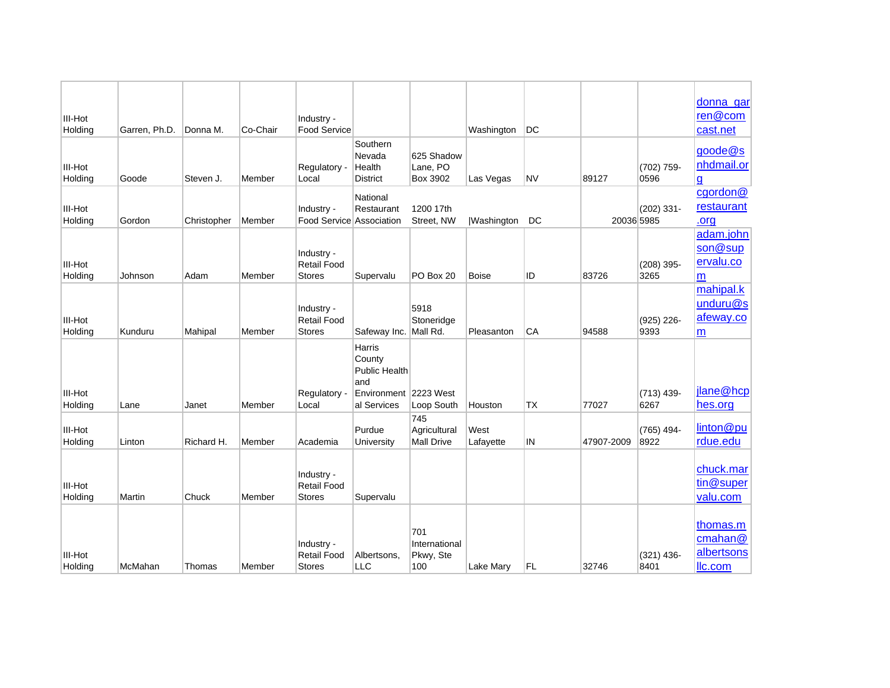| III-Hot Holding | Garren, Ph.D. | Donna M. | Co-Chair | Industry - Food Service | | | Washington | DC | | | donna_garren@comcast.net |
|---|---|---|---|---|---|---|---|---|---|---|---|
| III-Hot Holding | Goode | Steven J. | Member | Regulatory - Local | Southern Nevada Health District | 625 Shadow Lane, PO Box 3902 | Las Vegas | NV | 89127 | (702) 759-0596 | goode@snhdmail.org |
| III-Hot Holding | Gordon | Christopher | Member | Industry - Food Service | National Restaurant Association | 1200 17th Street, NW | Washington | DC | 20036 | (202) 331-5985 | cgordon@restaurant.org |
| III-Hot Holding | Johnson | Adam | Member | Industry - Retail Food Stores | Supervalu | PO Box 20 | Boise | ID | 83726 | (208) 395-3265 | adam.johnson@supervalu.com |
| III-Hot Holding | Kunduru | Mahipal | Member | Industry - Retail Food Stores | Safeway Inc. | 5918 Stoneridge Mall Rd. | Pleasanton | CA | 94588 | (925) 226-9393 | mahipal.kunduru@safeway.com |
| III-Hot Holding | Lane | Janet | Member | Regulatory - Local | Harris County Public Health and Environmental Services | 2223 West Loop South | Houston | TX | 77027 | (713) 439-6267 | jlane@hcphes.org |
| III-Hot Holding | Linton | Richard H. | Member | Academia | Purdue University | 745 Agricultural Mall Drive | West Lafayette | IN | 47907-2009 | (765) 494-8922 | linton@purdue.edu |
| III-Hot Holding | Martin | Chuck | Member | Industry - Retail Food Stores | Supervalu | | | | | | chuck.martin@supervalu.com |
| III-Hot Holding | McMahan | Thomas | Member | Industry - Retail Food Stores | Albertsons, LLC | 701 International Pkwy, Ste 100 | Lake Mary | FL | 32746 | (321) 436-8401 | thomas.mcmahan@albertsonsllc.com |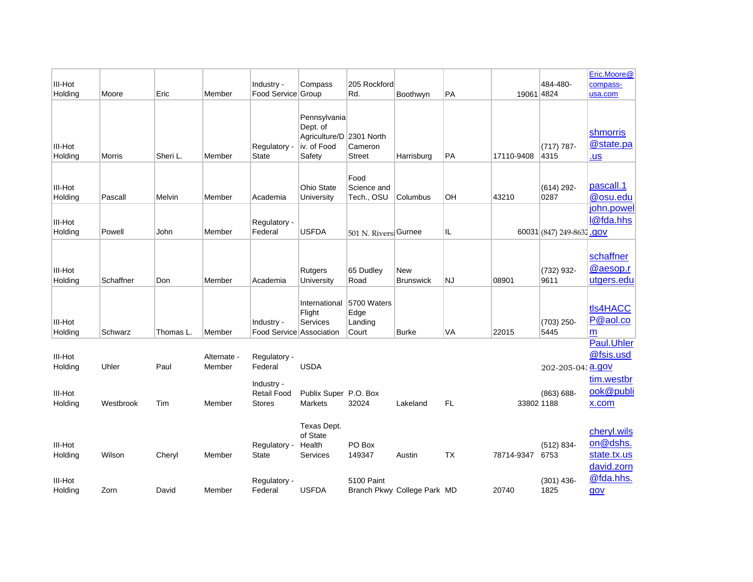| | | | | | | | | | | | |
|---|---|---|---|---|---|---|---|---|---|---|---|
| III-Hot Holding | Moore | Eric | Member | Industry - Food Service | Compass Group | 205 Rockford Rd. | Boothwyn | PA | 19061 | 484-480-4824 | Eric.Moore@compass-usa.com |
| III-Hot Holding | Morris | Sheri L. | Member | Regulatory - State | Pennsylvania Dept. of Agriculture/Div. of Food Safety | 2301 North Cameron Street | Harrisburg | PA | 17110-9408 | (717) 787-4315 | shmorris@state.pa.us |
| III-Hot Holding | Pascall | Melvin | Member | Academia | Ohio State University | Food Science and Tech., OSU | Columbus | OH | 43210 | (614) 292-0287 | pascall.1@osu.edu |
| III-Hot Holding | Powell | John | Member | Regulatory - Federal | USFDA | 501 N. Riversi | Gurnee | IL | 60031 | (847) 249-8632 | john.powell@fda.hhs.gov |
| III-Hot Holding | Schaffner | Don | Member | Academia | Rutgers University | 65 Dudley Road | New Brunswick | NJ | 08901 | (732) 932-9611 | schaffner@aesop.rutgers.edu |
| III-Hot Holding | Schwarz | Thomas L. | Member | Industry - Food Service | International Flight Services Association | 5700 Waters Edge Landing Court | Burke | VA | 22015 | (703) 250-5445 | tls4HACCP@aol.com |
| III-Hot Holding | Uhler | Paul | Alternate - Member | Regulatory - Federal | USDA | | | | | 202-205-043 | Paul.Uhler@fsis.usda.gov |
| III-Hot Holding | Westbrook | Tim | Member | Industry - Retail Food Stores | Publix Super Markets | P.O. Box 32024 | Lakeland | FL | 33802 | (863) 688-1188 | tim.westbrook@publix.com |
| III-Hot Holding | Wilson | Cheryl | Member | Regulatory - State | Texas Dept. of State Health Services | PO Box 149347 | Austin | TX | 78714-9347 | (512) 834-6753 | cheryl.wilson@dshs.state.tx.us |
| III-Hot Holding | Zorn | David | Member | Regulatory - Federal | USFDA | 5100 Paint Branch Pkwy | College Park | MD | 20740 | (301) 436-1825 | david.zorn@fda.hhs.gov |